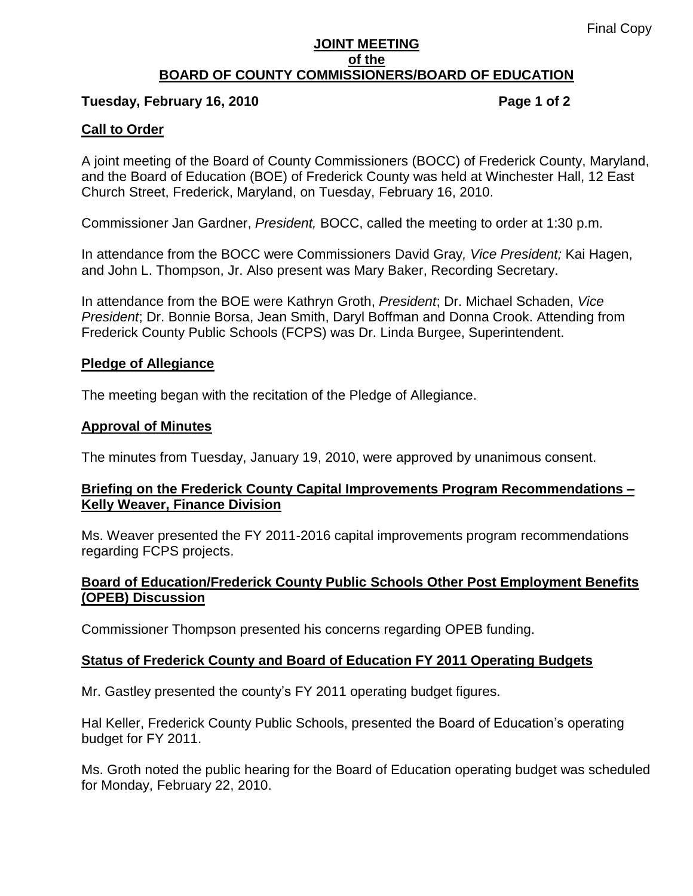Final Copy

# JOINT MEETING of the BOARD OF COUNTY COMMISSIONERS/BOARD OF EDUCATION

**Tuesday, February 16, 2010**

## Call to Order

A joint meeting of the Board of County Commissioners (BOCC) of Frederick County, Maryland, and the Board of Education (BOE) of Frederick County was held at Winchester Hall, 12 East Church Street, Frederick, Maryland, on Tuesday, February 16, 2010.

Commissioner Jan Gardner, *President,* BOCC, called the meeting to order at 1:30 p.m.

In attendance from the BOCC were Commissioners David Gray*, Vice President;* Kai Hagen, and John L. Thompson, Jr. Also present was Mary Baker, Recording Secretary.

In attendance from the BOE were Kathryn Groth, *President*; Dr. Michael Schaden, *Vice President*; Dr. Bonnie Borsa, Jean Smith, Daryl Boffman and Donna Crook. Attending from Frederick County Public Schools (FCPS) was Dr. Linda Burgee, Superintendent.

## Pledge of Allegiance

The meeting began with the recitation of the Pledge of Allegiance.

## Approval of Minutes

The minutes from Tuesday, January 19, 2010, were approved by unanimous consent.

## Briefing on the Frederick County Capital Improvements Program Recommendations – Kelly Weaver, Finance Division

Ms. Weaver presented the FY 2011-2016 capital improvements program recommendations regarding FCPS projects.

## Board of Education/Frederick County Public Schools Other Post Employment Benefits (OPEB) Discussion

Commissioner Thompson presented his concerns regarding OPEB funding.

## Status of Frederick County and Board of Education FY 2011 Operating Budgets

Mr. Gastley presented the county's FY 2011 operating budget figures.

Hal Keller, Frederick County Public Schools, presented the Board of Education's operating budget for FY 2011.

Ms. Groth noted the public hearing for the Board of Education operating budget was scheduled for Monday, February 22, 2010.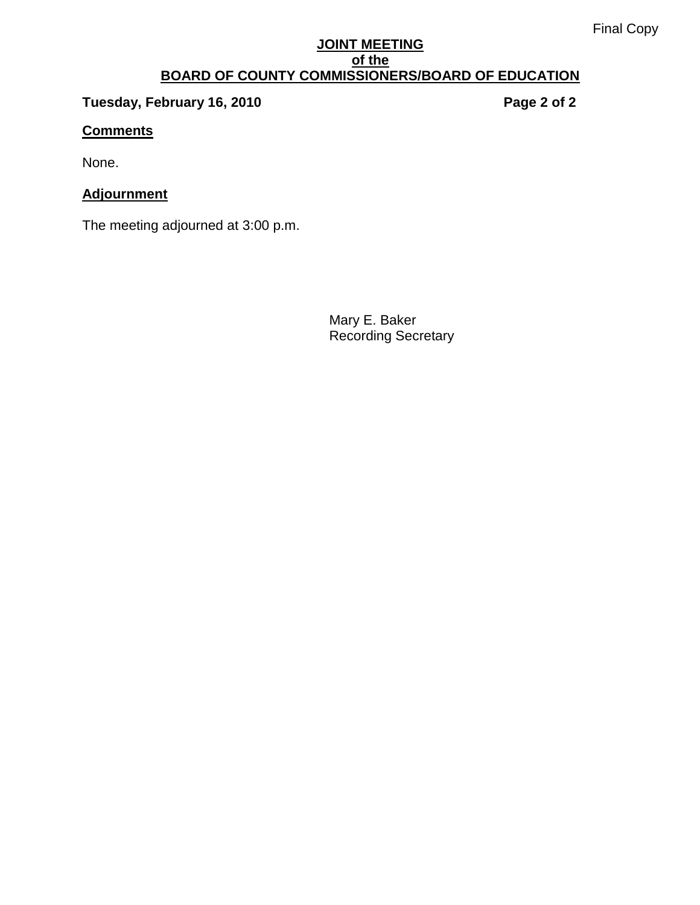## Comments

None.

## Adjournment

The meeting adjourned at 3:00 p.m.

Mary E. Baker
Recording Secretary